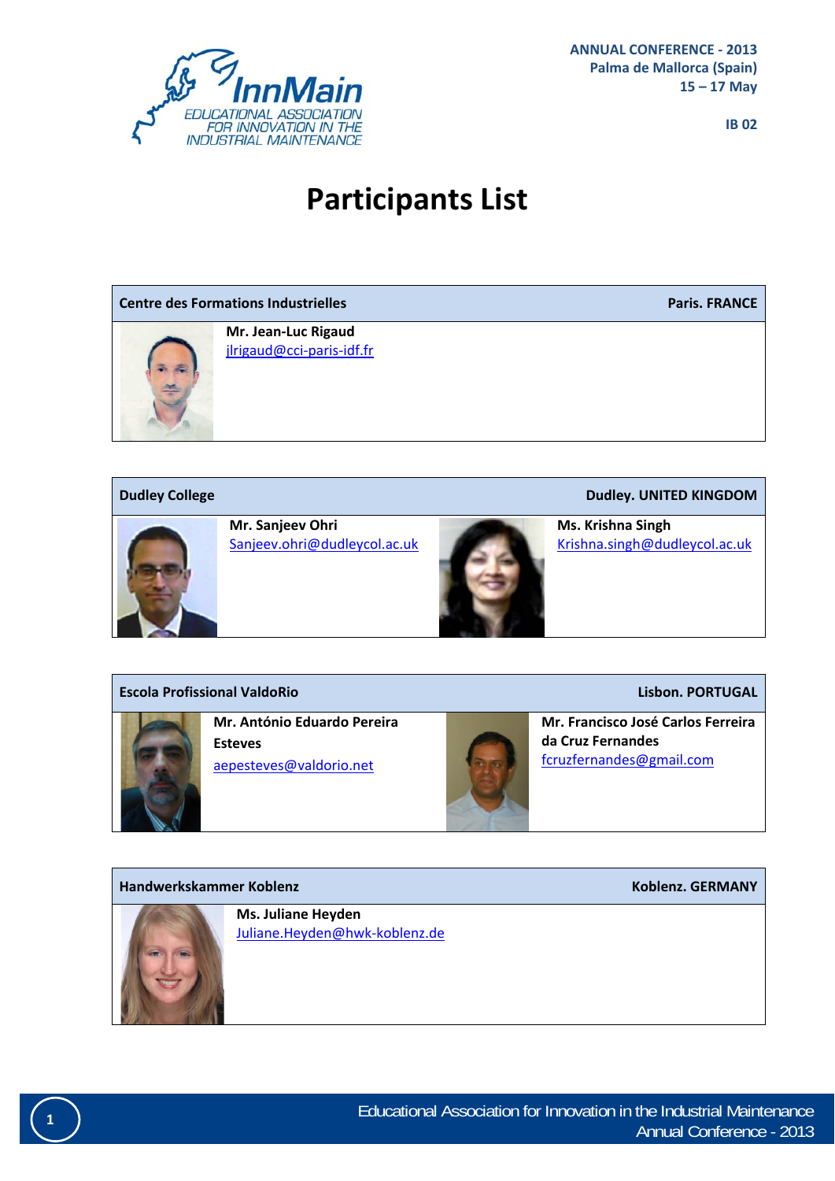InnMain
EDUCATIONAL ASSOCIATION FOR INNOVATION IN THE INDUSTRIAL MAINTENANCE

**ANNUAL CONFERENCE - 2013**
**Palma de Mallorca (Spain)**
**15 – 17 May**

**IB 02**

# Participants List

| Centre des Formations Industrielles | Paris. FRANCE |
|---|---|
| **Mr. Jean-Luc Rigaud**<br>jlrigaud@cci-paris-idf.fr | |

| Dudley College | Dudley. UNITED KINGDOM |
|---|---|
| **Mr. Sanjeev Ohri**<br>Sanjeev.ohri@dudleycol.ac.uk | **Ms. Krishna Singh**<br>Krishna.singh@dudleycol.ac.uk |

| Escola Profissional ValdoRio | Lisbon. PORTUGAL |
|---|---|
| **Mr. António Eduardo Pereira Esteves**<br>aepesteves@valdorio.net | **Mr. Francisco José Carlos Ferreira da Cruz Fernandes**<br>fcruzfernandes@gmail.com |

| Handwerkskammer Koblenz | Koblenz. GERMANY |
|---|---|
| **Ms. Juliane Heyden**<br>Juliane.Heyden@hwk-koblenz.de | |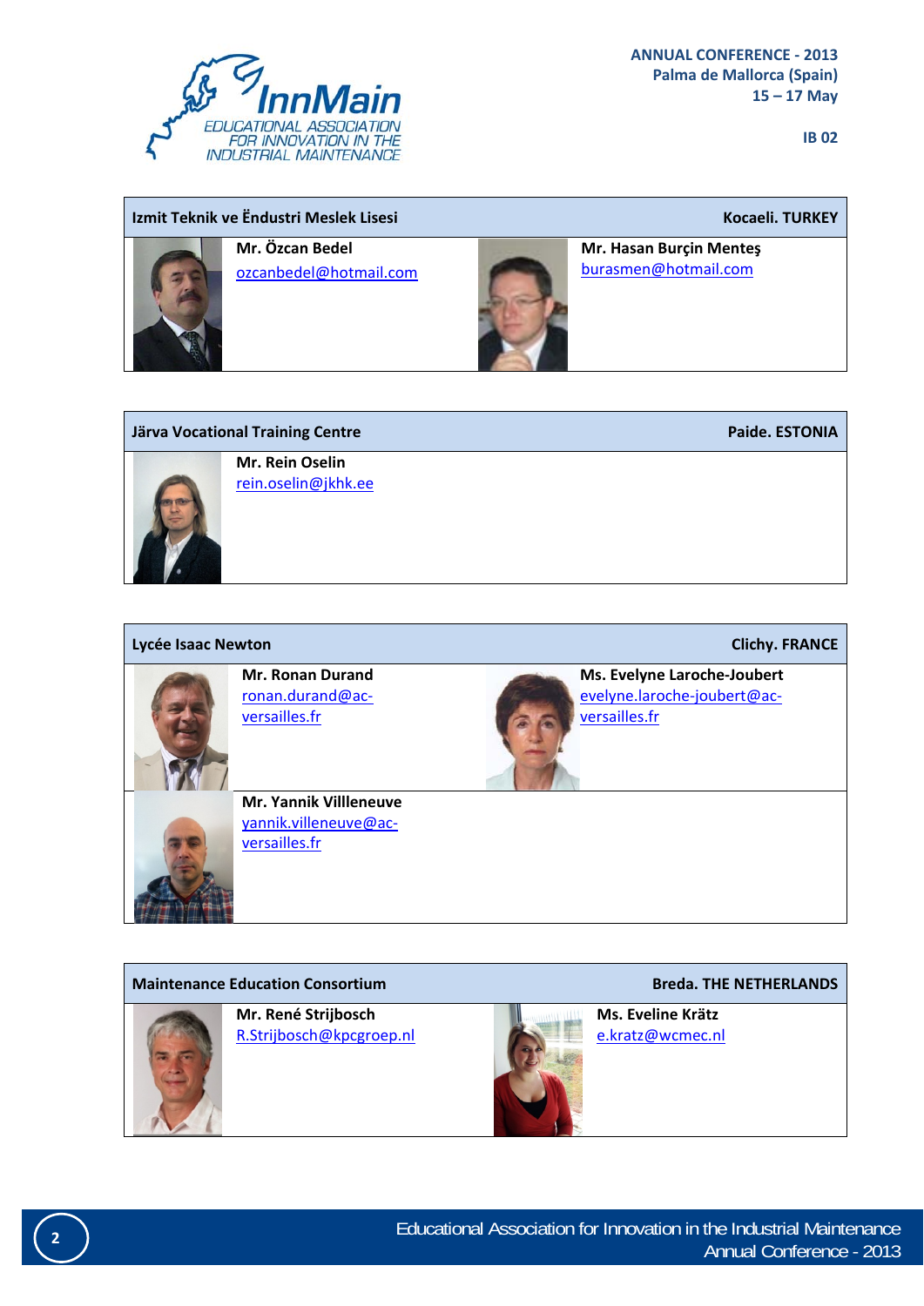| Izmit Teknik ve Ëndustri Meslek Lisesi | Kocaeli. TURKEY |
|---|---|
| **Mr. Özcan Bedel**<br>ozcanbedel@hotmail.com | **Mr. Hasan Burçin Menteş**<br>burasmen@hotmail.com |

| Järva Vocational Training Centre | Paide. ESTONIA |
|---|---|
| **Mr. Rein Oselin**<br>rein.oselin@jkhk.ee | |

| Lycée Isaac Newton | Clichy. FRANCE |
|---|---|
| **Mr. Ronan Durand**<br>ronan.durand@ac-versailles.fr | **Ms. Evelyne Laroche-Joubert**<br>evelyne.laroche-joubert@ac-versailles.fr |
| **Mr. Yannik Villleneuve**<br>yannik.villeneuve@ac-versailles.fr | |

| Maintenance Education Consortium | Breda. THE NETHERLANDS |
|---|---|
| **Mr. René Strijbosch**<br>R.Strijbosch@kpcgroep.nl | **Ms. Eveline Krätz**<br>e.kratz@wcmec.nl |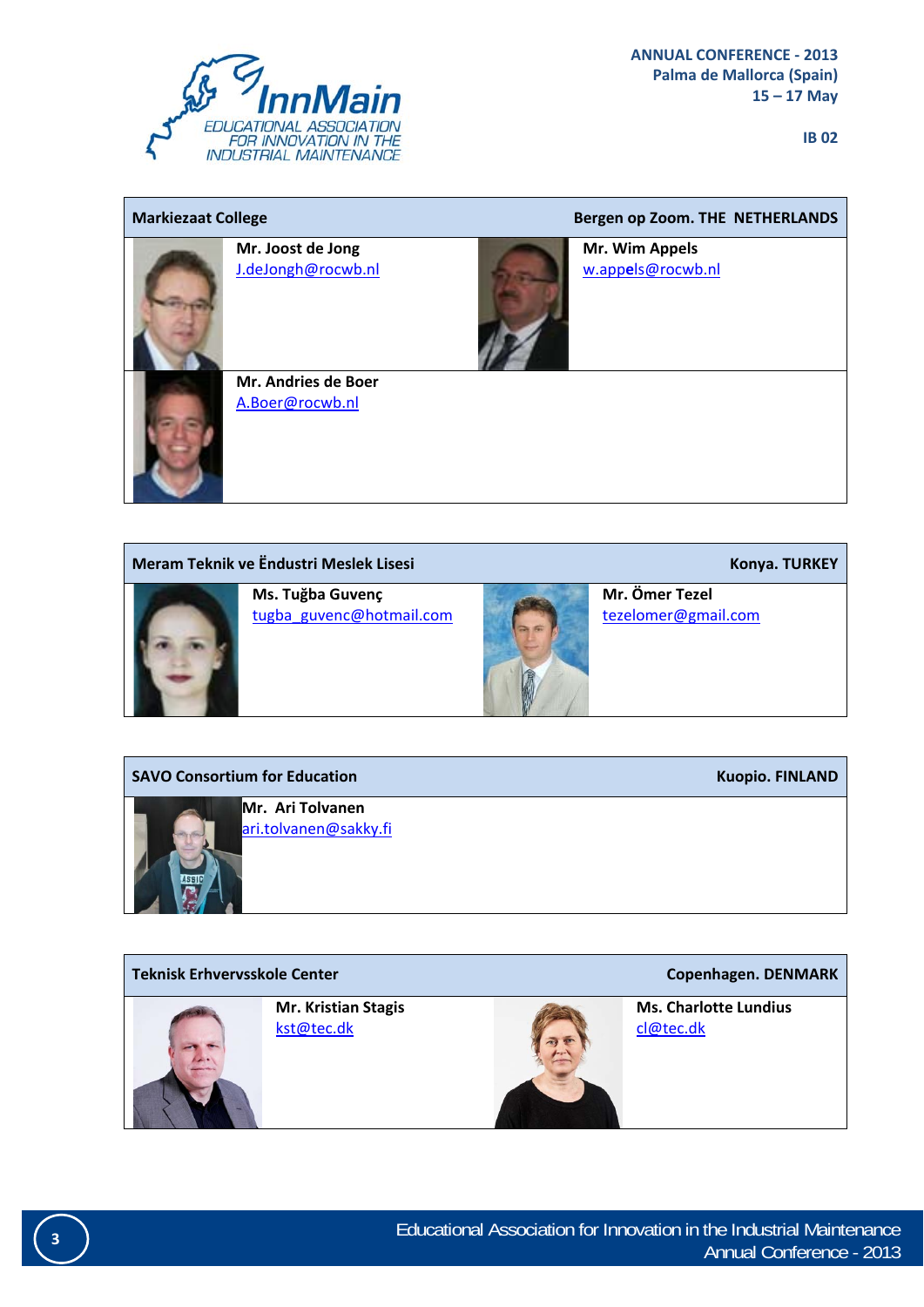| Markiezaat College | Bergen op Zoom. THE NETHERLANDS |
|---|---|
| **Mr. Joost de Jong**<br>J.deJongh@rocwb.nl | **Mr. Wim Appels**<br>w.appels@rocwb.nl |
| **Mr. Andries de Boer**<br>A.Boer@rocwb.nl | |

| Meram Teknik ve Ëndustri Meslek Lisesi | Konya. TURKEY |
|---|---|
| **Ms. Tuğba Guvenç**<br>tugba_guvenc@hotmail.com | **Mr. Ömer Tezel**<br>tezelomer@gmail.com |

| SAVO Consortium for Education | Kuopio. FINLAND |
|---|---|
| **Mr. Ari Tolvanen**<br>ari.tolvanen@sakky.fi | |

| Teknisk Erhvervsskole Center | Copenhagen. DENMARK |
|---|---|
| **Mr. Kristian Stagis**<br>kst@tec.dk | **Ms. Charlotte Lundius**<br>cl@tec.dk |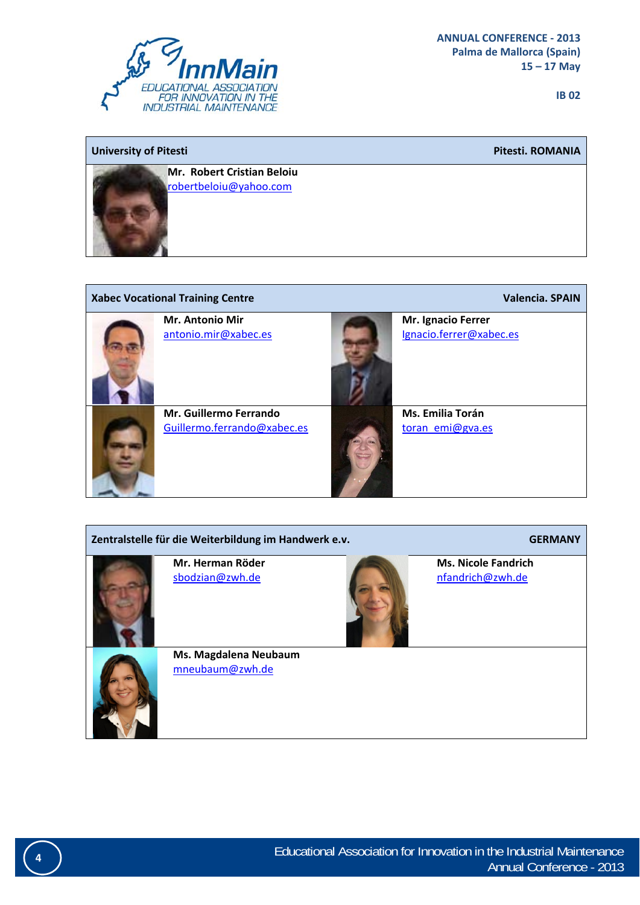| University of Pitesti | Pitesti. ROMANIA |
| --- | --- |
| **Mr. Robert Cristian Beloiu**<br>robertbeloiu@yahoo.com | |

| Xabec Vocational Training Centre | Valencia. SPAIN |
| --- | --- |
| **Mr. Antonio Mir**<br>antonio.mir@xabec.es | **Mr. Ignacio Ferrer**<br>Ignacio.ferrer@xabec.es |
| **Mr. Guillermo Ferrando**<br>Guillermo.ferrando@xabec.es | **Ms. Emilia Torán**<br>toran_emi@gva.es |

| Zentralstelle für die Weiterbildung im Handwerk e.v. | GERMANY |
| --- | --- |
| **Mr. Herman Röder**<br>sbodzian@zwh.de | **Ms. Nicole Fandrich**<br>nfandrich@zwh.de |
| **Ms. Magdalena Neubaum**<br>mneubaum@zwh.de | |